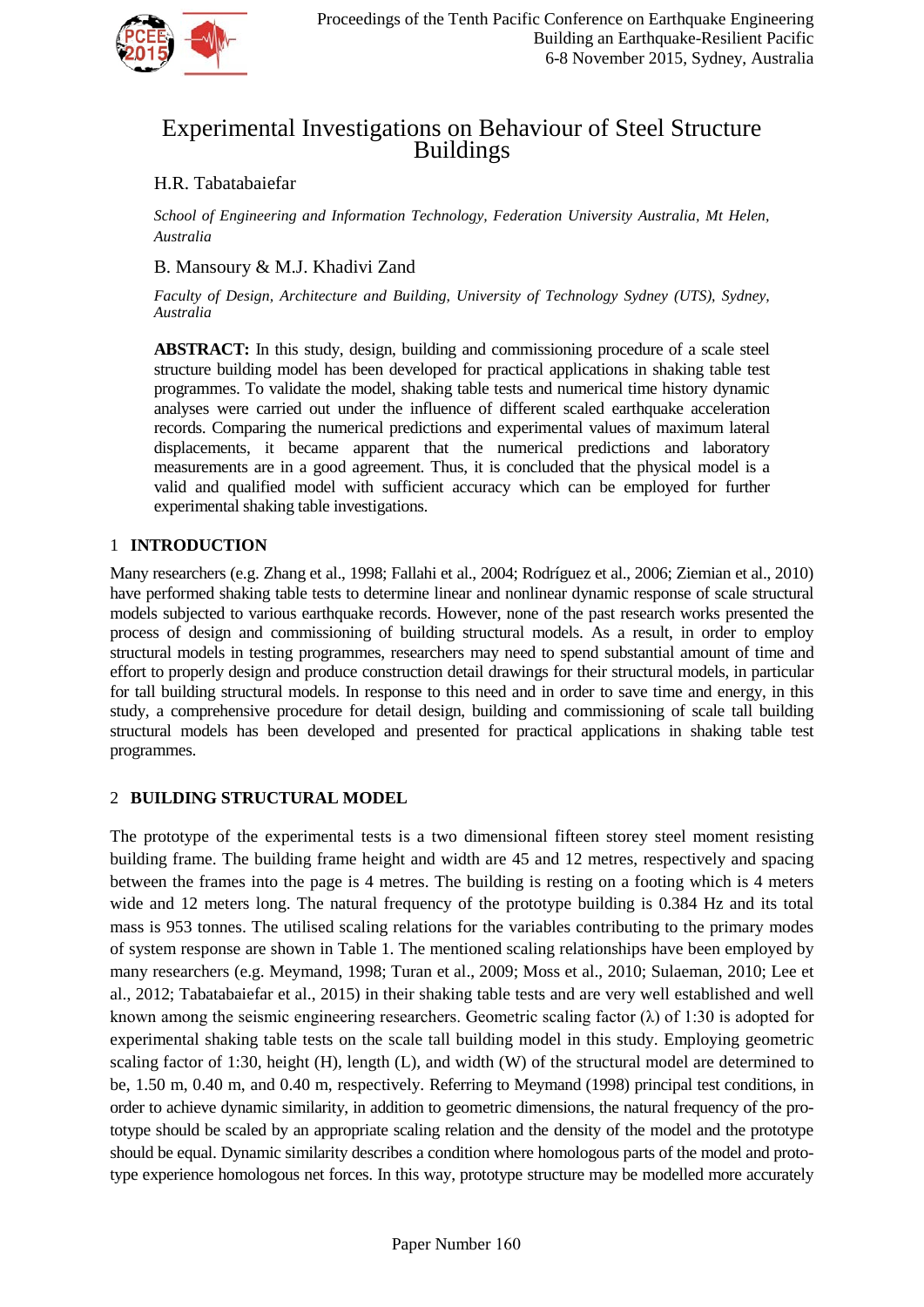# Experimental Investigations on Behaviour of Steel Structure Buildings

H.R. Tabatabaiefar

*School of Engineering and Information Technology, Federation University Australia, Mt Helen, Australia*

B. Mansoury & M.J. Khadivi Zand

*Faculty of Design, Architecture and Building, University of Technology Sydney (UTS), Sydney, Australia*

**ABSTRACT:** In this study, design, building and commissioning procedure of a scale steel structure building model has been developed for practical applications in shaking table test programmes. To validate the model, shaking table tests and numerical time history dynamic analyses were carried out under the influence of different scaled earthquake acceleration records. Comparing the numerical predictions and experimental values of maximum lateral displacements, it became apparent that the numerical predictions and laboratory measurements are in a good agreement. Thus, it is concluded that the physical model is a valid and qualified model with sufficient accuracy which can be employed for further experimental shaking table investigations.

## 1 INTRODUCTION

Many researchers (e.g. Zhang et al., 1998; Fallahi et al., 2004; Rodríguez et al., 2006; Ziemian et al., 2010) have performed shaking table tests to determine linear and nonlinear dynamic response of scale structural models subjected to various earthquake records. However, none of the past research works presented the process of design and commissioning of building structural models. As a result, in order to employ structural models in testing programmes, researchers may need to spend substantial amount of time and effort to properly design and produce construction detail drawings for their structural models, in particular for tall building structural models. In response to this need and in order to save time and energy, in this study, a comprehensive procedure for detail design, building and commissioning of scale tall building structural models has been developed and presented for practical applications in shaking table test programmes.

## 2 BUILDING STRUCTURAL MODEL

The prototype of the experimental tests is a two dimensional fifteen storey steel moment resisting building frame. The building frame height and width are 45 and 12 metres, respectively and spacing between the frames into the page is 4 metres. The building is resting on a footing which is 4 meters wide and 12 meters long. The natural frequency of the prototype building is 0.384 Hz and its total mass is 953 tonnes. The utilised scaling relations for the variables contributing to the primary modes of system response are shown in Table 1. The mentioned scaling relationships have been employed by many researchers (e.g. Meymand, 1998; Turan et al., 2009; Moss et al., 2010; Sulaeman, 2010; Lee et al., 2012; Tabatabaiefar et al., 2015) in their shaking table tests and are very well established and well known among the seismic engineering researchers. Geometric scaling factor (λ) of 1:30 is adopted for experimental shaking table tests on the scale tall building model in this study. Employing geometric scaling factor of 1:30, height (H), length (L), and width (W) of the structural model are determined to be, 1.50 m, 0.40 m, and 0.40 m, respectively. Referring to Meymand (1998) principal test conditions, in order to achieve dynamic similarity, in addition to geometric dimensions, the natural frequency of the prototype should be scaled by an appropriate scaling relation and the density of the model and the prototype should be equal. Dynamic similarity describes a condition where homologous parts of the model and prototype experience homologous net forces. In this way, prototype structure may be modelled more accurately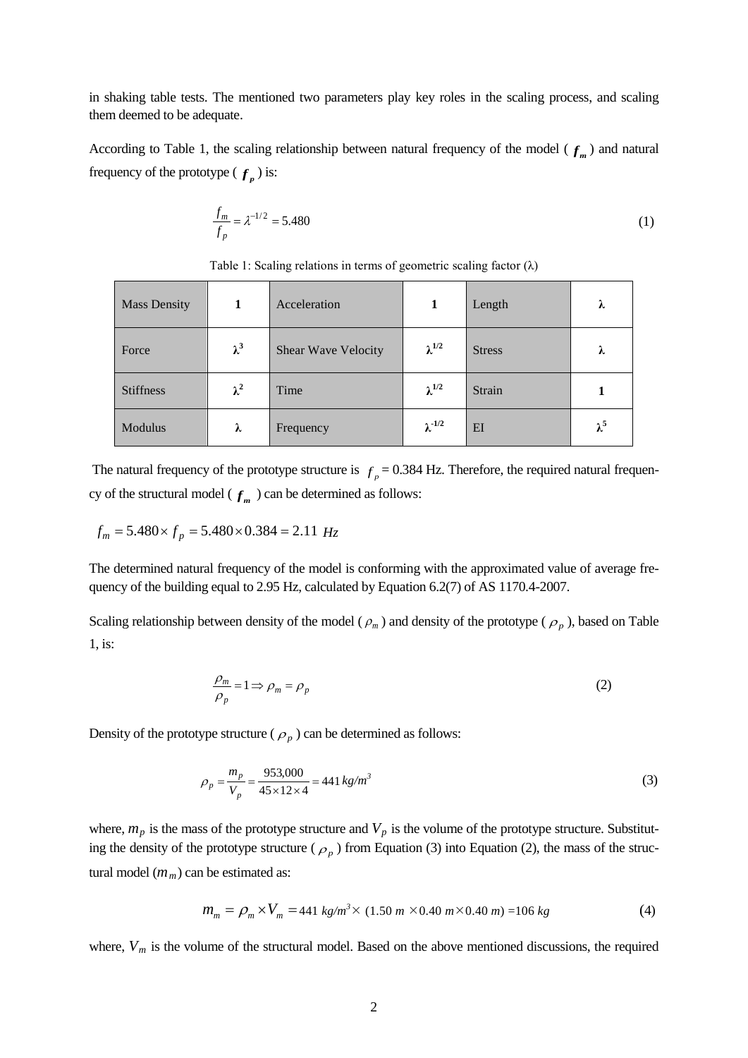in shaking table tests. The mentioned two parameters play key roles in the scaling process, and scaling them deemed to be adequate.

According to Table 1, the scaling relationship between natural frequency of the model ( $f_m$ ) and natural frequency of the prototype ( $f_p$ ) is:

$$\frac{f_m}{f_p} = \lambda^{-1/2} = 5.480 \tag{1}$$

Table 1: Scaling relations in terms of geometric scaling factor (λ)

| Mass Density | 1 | Acceleration | 1 | Length | λ |
|---|---|---|---|---|---|
| Force | $\lambda^3$ | Shear Wave Velocity | $\lambda^{1/2}$ | Stress | λ |
| Stiffness | $\lambda^2$ | Time | $\lambda^{1/2}$ | Strain | 1 |
| Modulus | λ | Frequency | $\lambda^{-1/2}$ | EI | $\lambda^5$ |

The natural frequency of the prototype structure is $f_p$ = 0.384 Hz. Therefore, the required natural frequency of the structural model ( $f_m$ ) can be determined as follows:

$$f_m = 5.480 \times f_p = 5.480 \times 0.384 = 2.11 \ Hz$$

The determined natural frequency of the model is conforming with the approximated value of average frequency of the building equal to 2.95 Hz, calculated by Equation 6.2(7) of AS 1170.4-2007.

Scaling relationship between density of the model ( $\rho_m$ ) and density of the prototype ( $\rho_p$ ), based on Table 1, is:

$$\frac{\rho_m}{\rho_p} = 1 \Rightarrow \rho_m = \rho_p \tag{2}$$

Density of the prototype structure ( $\rho_p$ ) can be determined as follows:

$$\rho_p = \frac{m_p}{V_p} = \frac{953{,}000}{45 \times 12 \times 4} = 441 \ kg/m^3 \tag{3}$$

where, $m_p$ is the mass of the prototype structure and $V_p$ is the volume of the prototype structure. Substituting the density of the prototype structure ( $\rho_p$ ) from Equation (3) into Equation (2), the mass of the structural model ($m_m$) can be estimated as:

$$m_m = \rho_m \times V_m = 441 \ kg/m^3 \times (1.50 \ m \times 0.40 \ m \times 0.40 \ m) = 106 \ kg \tag{4}$$

where, $V_m$ is the volume of the structural model. Based on the above mentioned discussions, the required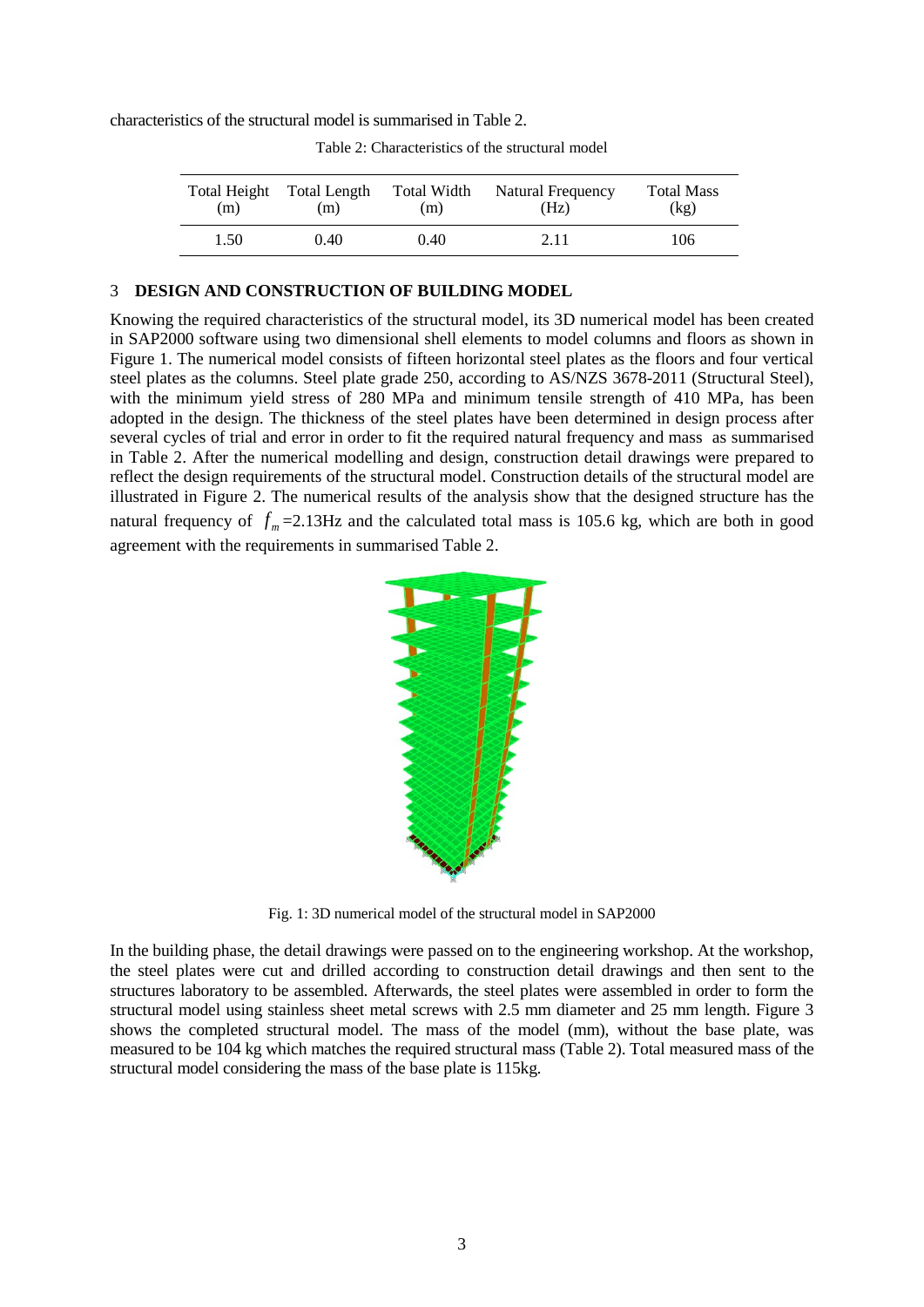characteristics of the structural model is summarised in Table 2.

Table 2: Characteristics of the structural model

| Total Height (m) | Total Length (m) | Total Width (m) | Natural Frequency (Hz) | Total Mass (kg) |
|---|---|---|---|---|
| 1.50 | 0.40 | 0.40 | 2.11 | 106 |

## 3 DESIGN AND CONSTRUCTION OF BUILDING MODEL

Knowing the required characteristics of the structural model, its 3D numerical model has been created in SAP2000 software using two dimensional shell elements to model columns and floors as shown in Figure 1. The numerical model consists of fifteen horizontal steel plates as the floors and four vertical steel plates as the columns. Steel plate grade 250, according to AS/NZS 3678-2011 (Structural Steel), with the minimum yield stress of 280 MPa and minimum tensile strength of 410 MPa, has been adopted in the design. The thickness of the steel plates have been determined in design process after several cycles of trial and error in order to fit the required natural frequency and mass as summarised in Table 2. After the numerical modelling and design, construction detail drawings were prepared to reflect the design requirements of the structural model. Construction details of the structural model are illustrated in Figure 2. The numerical results of the analysis show that the designed structure has the natural frequency of $f_m$=2.13Hz and the calculated total mass is 105.6 kg, which are both in good agreement with the requirements in summarised Table 2.

Fig. 1: 3D numerical model of the structural model in SAP2000

In the building phase, the detail drawings were passed on to the engineering workshop. At the workshop, the steel plates were cut and drilled according to construction detail drawings and then sent to the structures laboratory to be assembled. Afterwards, the steel plates were assembled in order to form the structural model using stainless sheet metal screws with 2.5 mm diameter and 25 mm length. Figure 3 shows the completed structural model. The mass of the model (mm), without the base plate, was measured to be 104 kg which matches the required structural mass (Table 2). Total measured mass of the structural model considering the mass of the base plate is 115kg.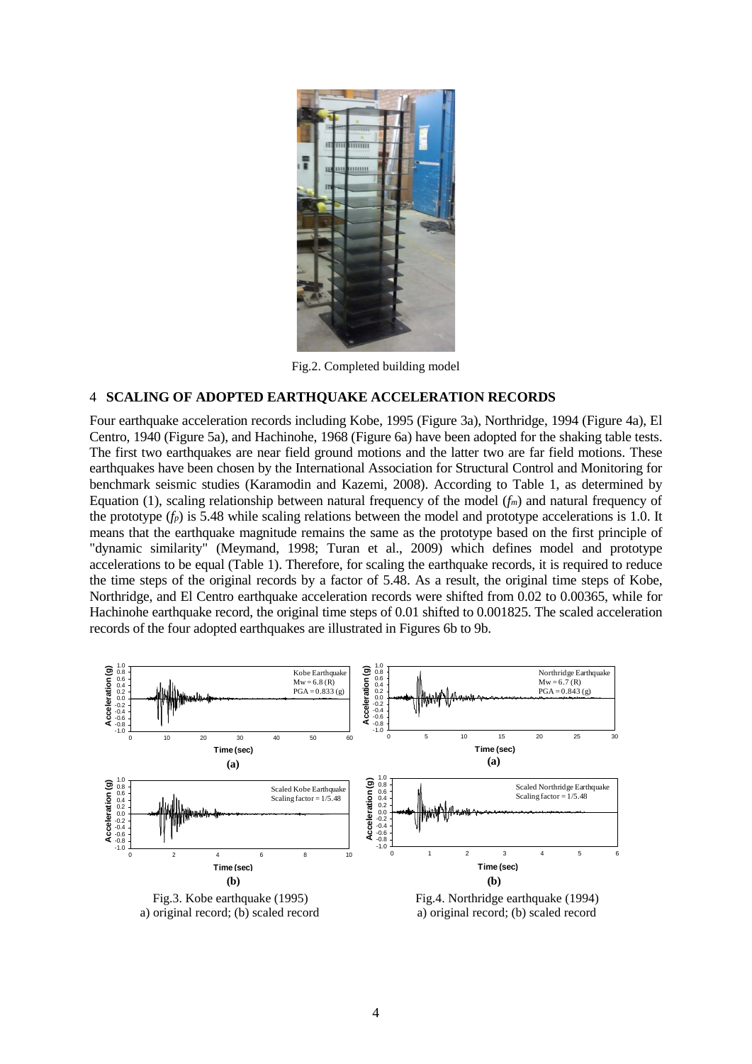Fig.2. Completed building model

## 4 SCALING OF ADOPTED EARTHQUAKE ACCELERATION RECORDS

Four earthquake acceleration records including Kobe, 1995 (Figure 3a), Northridge, 1994 (Figure 4a), El Centro, 1940 (Figure 5a), and Hachinohe, 1968 (Figure 6a) have been adopted for the shaking table tests. The first two earthquakes are near field ground motions and the latter two are far field motions. These earthquakes have been chosen by the International Association for Structural Control and Monitoring for benchmark seismic studies (Karamodin and Kazemi, 2008). According to Table 1, as determined by Equation (1), scaling relationship between natural frequency of the model ($f_m$) and natural frequency of the prototype ($f_p$) is 5.48 while scaling relations between the model and prototype accelerations is 1.0. It means that the earthquake magnitude remains the same as the prototype based on the first principle of "dynamic similarity" (Meymand, 1998; Turan et al., 2009) which defines model and prototype accelerations to be equal (Table 1). Therefore, for scaling the earthquake records, it is required to reduce the time steps of the original records by a factor of 5.48. As a result, the original time steps of Kobe, Northridge, and El Centro earthquake acceleration records were shifted from 0.02 to 0.00365, while for Hachinohe earthquake record, the original time steps of 0.01 shifted to 0.001825. The scaled acceleration records of the four adopted earthquakes are illustrated in Figures 6b to 9b.

Fig.3. Kobe earthquake (1995)
a) original record; (b) scaled record

Fig.4. Northridge earthquake (1994)
a) original record; (b) scaled record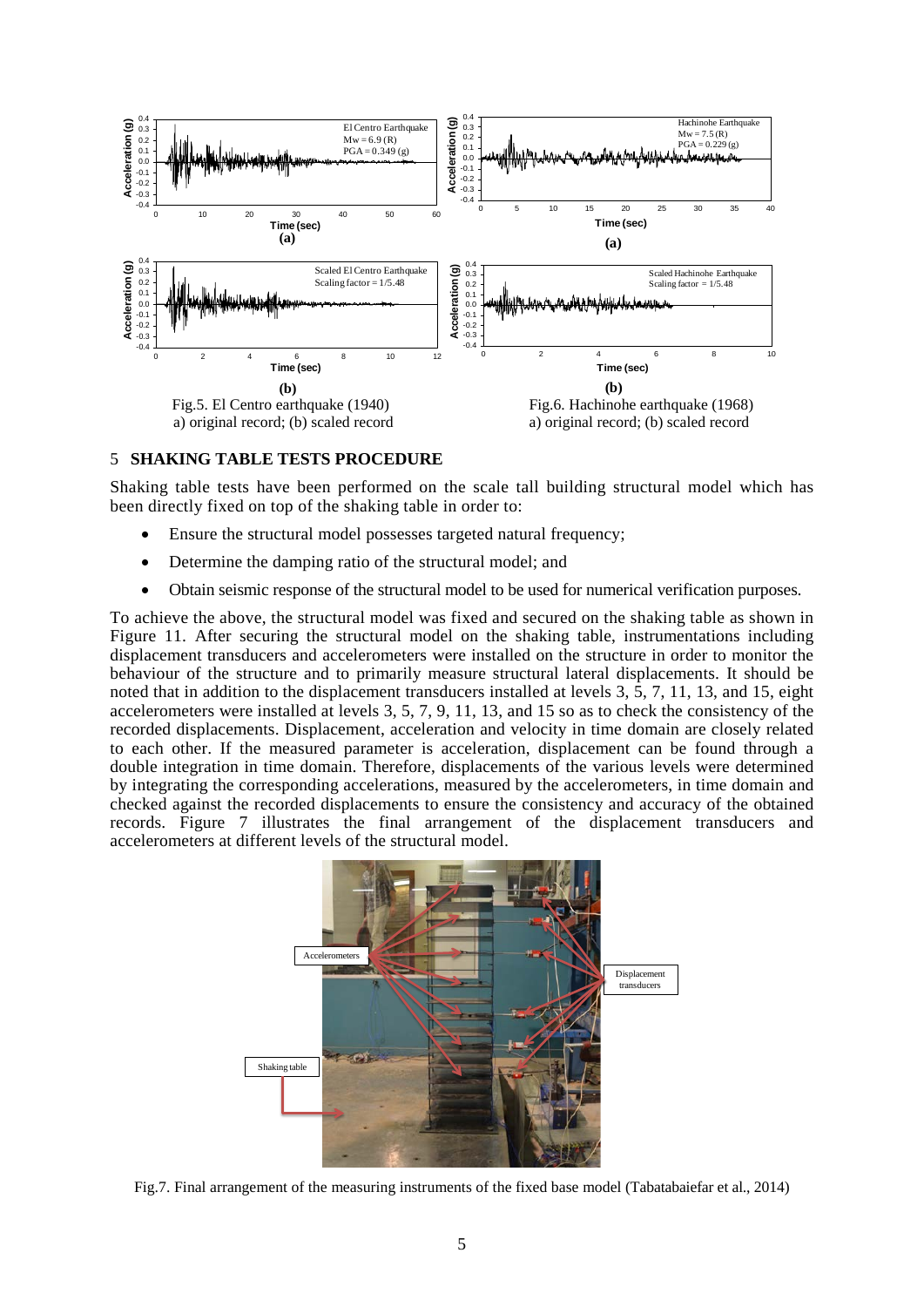Fig.5. El Centro earthquake (1940)
a) original record; (b) scaled record

Fig.6. Hachinohe earthquake (1968)
a) original record; (b) scaled record

## 5 SHAKING TABLE TESTS PROCEDURE

Shaking table tests have been performed on the scale tall building structural model which has been directly fixed on top of the shaking table in order to:

- Ensure the structural model possesses targeted natural frequency;
- Determine the damping ratio of the structural model; and
- Obtain seismic response of the structural model to be used for numerical verification purposes.

To achieve the above, the structural model was fixed and secured on the shaking table as shown in Figure 11. After securing the structural model on the shaking table, instrumentations including displacement transducers and accelerometers were installed on the structure in order to monitor the behaviour of the structure and to primarily measure structural lateral displacements. It should be noted that in addition to the displacement transducers installed at levels 3, 5, 7, 11, 13, and 15, eight accelerometers were installed at levels 3, 5, 7, 9, 11, 13, and 15 so as to check the consistency of the recorded displacements. Displacement, acceleration and velocity in time domain are closely related to each other. If the measured parameter is acceleration, displacement can be found through a double integration in time domain. Therefore, displacements of the various levels were determined by integrating the corresponding accelerations, measured by the accelerometers, in time domain and checked against the recorded displacements to ensure the consistency and accuracy of the obtained records. Figure 7 illustrates the final arrangement of the displacement transducers and accelerometers at different levels of the structural model.

Fig.7. Final arrangement of the measuring instruments of the fixed base model (Tabatabaiefar et al., 2014)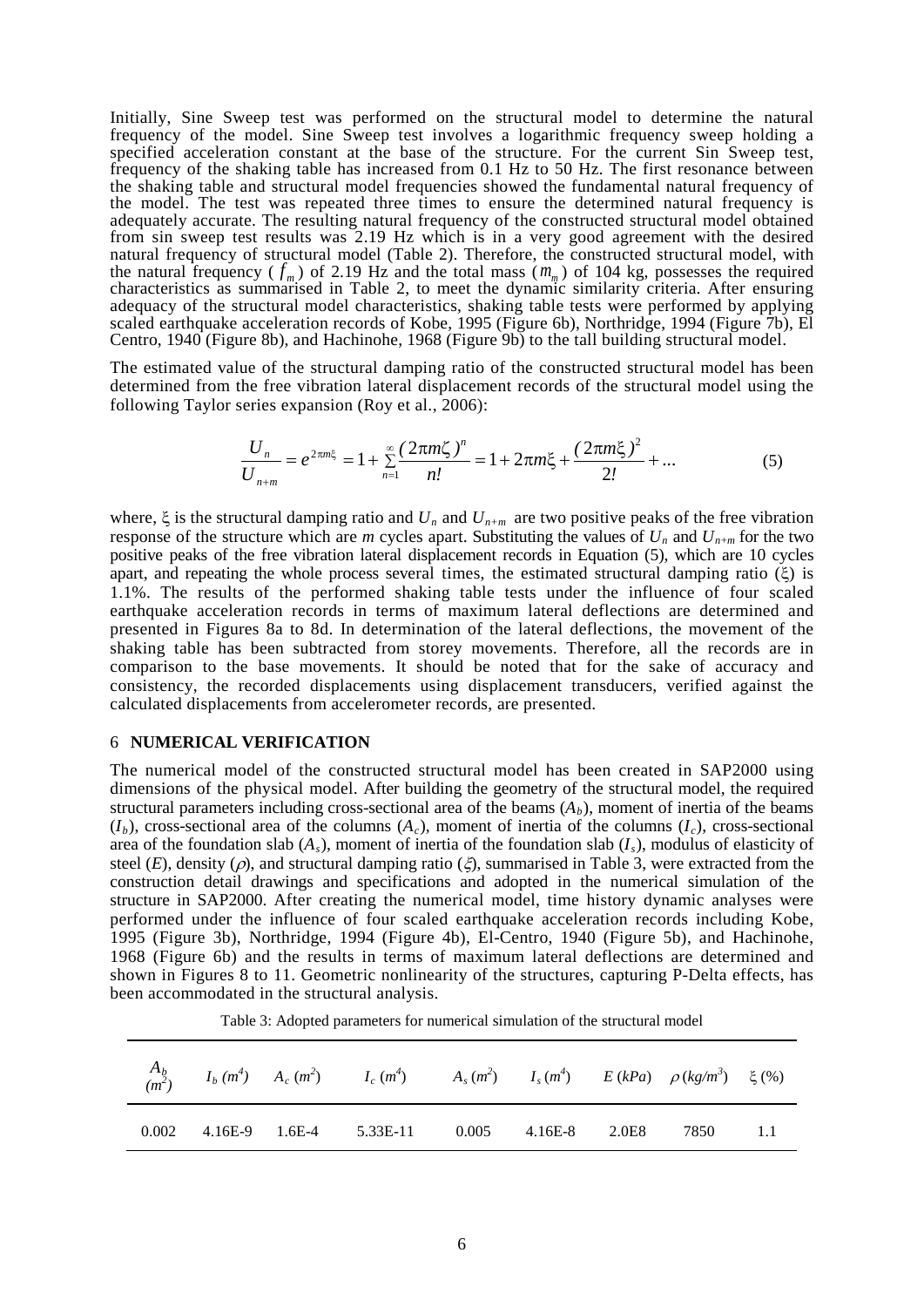Initially, Sine Sweep test was performed on the structural model to determine the natural frequency of the model. Sine Sweep test involves a logarithmic frequency sweep holding a specified acceleration constant at the base of the structure. For the current Sin Sweep test, frequency of the shaking table has increased from 0.1 Hz to 50 Hz. The first resonance between the shaking table and structural model frequencies showed the fundamental natural frequency of the model. The test was repeated three times to ensure the determined natural frequency is adequately accurate. The resulting natural frequency of the constructed structural model obtained from sin sweep test results was 2.19 Hz which is in a very good agreement with the desired natural frequency of structural model (Table 2). Therefore, the constructed structural model, with the natural frequency ($f_m$) of 2.19 Hz and the total mass ($m_m$) of 104 kg, possesses the required characteristics as summarised in Table 2, to meet the dynamic similarity criteria. After ensuring adequacy of the structural model characteristics, shaking table tests were performed by applying scaled earthquake acceleration records of Kobe, 1995 (Figure 6b), Northridge, 1994 (Figure 7b), El Centro, 1940 (Figure 8b), and Hachinohe, 1968 (Figure 9b) to the tall building structural model.

The estimated value of the structural damping ratio of the constructed structural model has been determined from the free vibration lateral displacement records of the structural model using the following Taylor series expansion (Roy et al., 2006):

$$\frac{U_n}{U_{n+m}} = e^{2\pi m\xi} = 1 + \sum_{n=1}^{\infty} \frac{(2\pi m\zeta)^n}{n!} = 1 + 2\pi m\xi + \frac{(2\pi m\xi)^2}{2!} + \ldots \tag{5}$$

where, $\xi$ is the structural damping ratio and $U_n$ and $U_{n+m}$ are two positive peaks of the free vibration response of the structure which are $m$ cycles apart. Substituting the values of $U_n$ and $U_{n+m}$ for the two positive peaks of the free vibration lateral displacement records in Equation (5), which are 10 cycles apart, and repeating the whole process several times, the estimated structural damping ratio ($\xi$) is 1.1%. The results of the performed shaking table tests under the influence of four scaled earthquake acceleration records in terms of maximum lateral deflections are determined and presented in Figures 8a to 8d. In determination of the lateral deflections, the movement of the shaking table has been subtracted from storey movements. Therefore, all the records are in comparison to the base movements. It should be noted that for the sake of accuracy and consistency, the recorded displacements using displacement transducers, verified against the calculated displacements from accelerometer records, are presented.

## 6 NUMERICAL VERIFICATION

The numerical model of the constructed structural model has been created in SAP2000 using dimensions of the physical model. After building the geometry of the structural model, the required structural parameters including cross-sectional area of the beams ($A_b$), moment of inertia of the beams ($I_b$), cross-sectional area of the columns ($A_c$), moment of inertia of the columns ($I_c$), cross-sectional area of the foundation slab ($A_s$), moment of inertia of the foundation slab ($I_s$), modulus of elasticity of steel ($E$), density ($\rho$), and structural damping ratio ($\xi$), summarised in Table 3, were extracted from the construction detail drawings and specifications and adopted in the numerical simulation of the structure in SAP2000. After creating the numerical model, time history dynamic analyses were performed under the influence of four scaled earthquake acceleration records including Kobe, 1995 (Figure 3b), Northridge, 1994 (Figure 4b), El-Centro, 1940 (Figure 5b), and Hachinohe, 1968 (Figure 6b) and the results in terms of maximum lateral deflections are determined and shown in Figures 8 to 11. Geometric nonlinearity of the structures, capturing P-Delta effects, has been accommodated in the structural analysis.

Table 3: Adopted parameters for numerical simulation of the structural model

| $A_b$ ($m^2$) | $I_b$ ($m^4$) | $A_c$ ($m^2$) | $I_c$ ($m^4$) | $A_s$ ($m^2$) | $I_s$ ($m^4$) | $E$ ($kPa$) | $\rho$ ($kg/m^3$) | $\xi$ (%) |
|---|---|---|---|---|---|---|---|---|
| 0.002 | 4.16E-9 | 1.6E-4 | 5.33E-11 | 0.005 | 4.16E-8 | 2.0E8 | 7850 | 1.1 |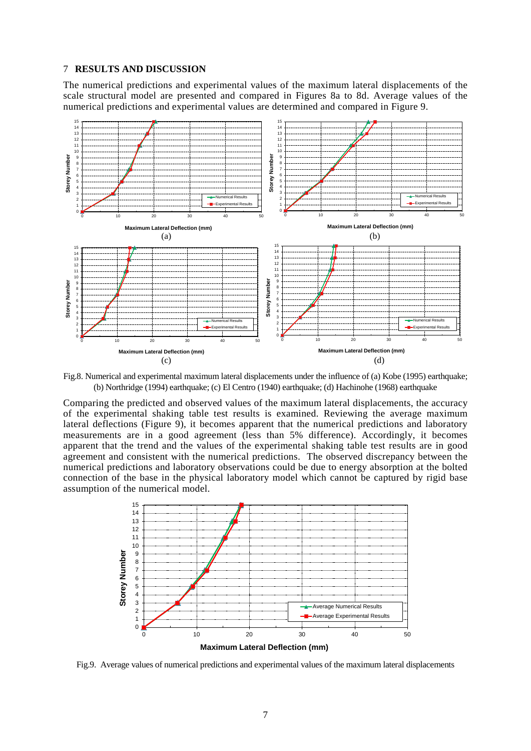## 7 RESULTS AND DISCUSSION

The numerical predictions and experimental values of the maximum lateral displacements of the scale structural model are presented and compared in Figures 8a to 8d. Average values of the numerical predictions and experimental values are determined and compared in Figure 9.

Fig.8. Numerical and experimental maximum lateral displacements under the influence of (a) Kobe (1995) earthquake; (b) Northridge (1994) earthquake; (c) El Centro (1940) earthquake; (d) Hachinohe (1968) earthquake

Comparing the predicted and observed values of the maximum lateral displacements, the accuracy of the experimental shaking table test results is examined. Reviewing the average maximum lateral deflections (Figure 9), it becomes apparent that the numerical predictions and laboratory measurements are in a good agreement (less than 5% difference). Accordingly, it becomes apparent that the trend and the values of the experimental shaking table test results are in good agreement and consistent with the numerical predictions. The observed discrepancy between the numerical predictions and laboratory observations could be due to energy absorption at the bolted connection of the base in the physical laboratory model which cannot be captured by rigid base assumption of the numerical model.

Fig.9. Average values of numerical predictions and experimental values of the maximum lateral displacements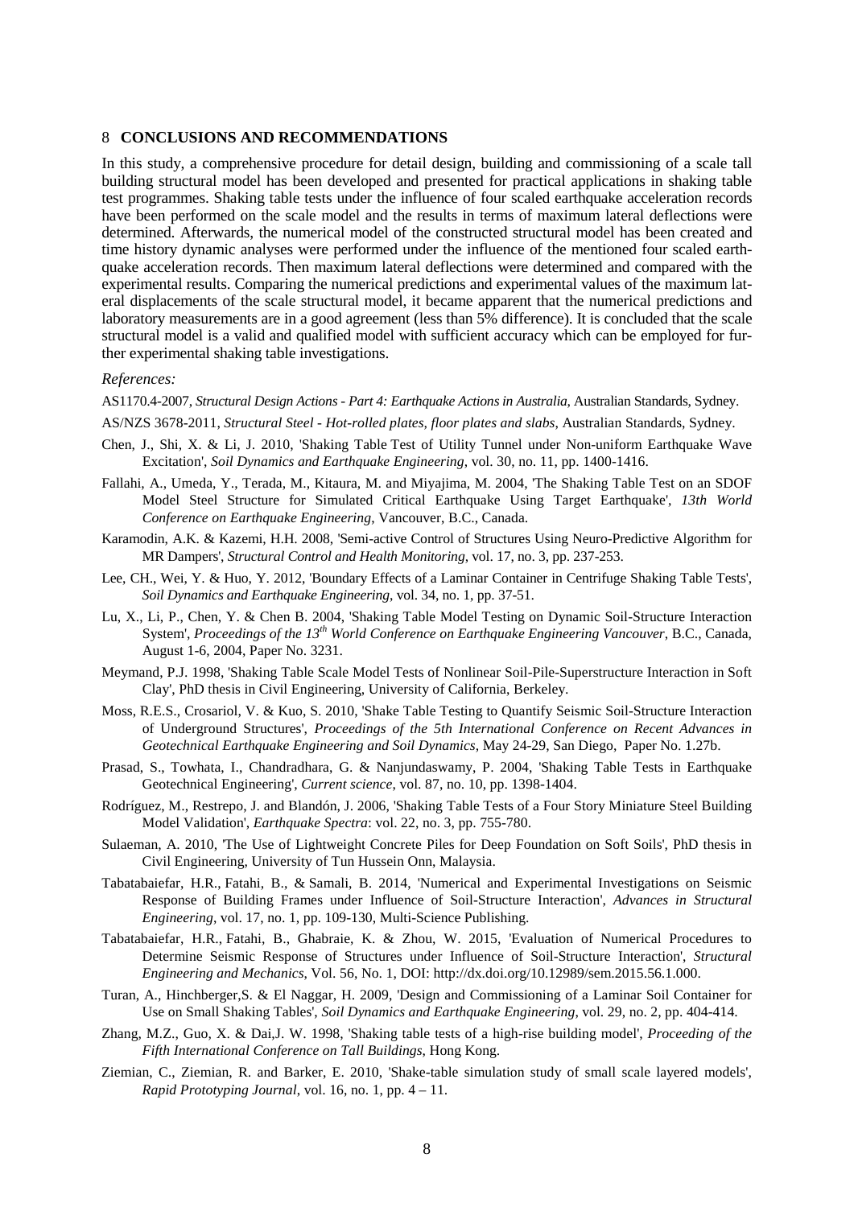## 8 CONCLUSIONS AND RECOMMENDATIONS

In this study, a comprehensive procedure for detail design, building and commissioning of a scale tall building structural model has been developed and presented for practical applications in shaking table test programmes. Shaking table tests under the influence of four scaled earthquake acceleration records have been performed on the scale model and the results in terms of maximum lateral deflections were determined. Afterwards, the numerical model of the constructed structural model has been created and time history dynamic analyses were performed under the influence of the mentioned four scaled earthquake acceleration records. Then maximum lateral deflections were determined and compared with the experimental results. Comparing the numerical predictions and experimental values of the maximum lateral displacements of the scale structural model, it became apparent that the numerical predictions and laboratory measurements are in a good agreement (less than 5% difference). It is concluded that the scale structural model is a valid and qualified model with sufficient accuracy which can be employed for further experimental shaking table investigations.

*References:*

AS1170.4-2007, *Structural Design Actions - Part 4: Earthquake Actions in Australia*, Australian Standards, Sydney.

AS/NZS 3678-2011, *Structural Steel - Hot-rolled plates, floor plates and slabs*, Australian Standards, Sydney.

Chen, J., Shi, X. & Li, J. 2010, 'Shaking Table Test of Utility Tunnel under Non-uniform Earthquake Wave Excitation', *Soil Dynamics and Earthquake Engineering*, vol. 30, no. 11, pp. 1400-1416.

Fallahi, A., Umeda, Y., Terada, M., Kitaura, M. and Miyajima, M. 2004, 'The Shaking Table Test on an SDOF Model Steel Structure for Simulated Critical Earthquake Using Target Earthquake', *13th World Conference on Earthquake Engineering*, Vancouver, B.C., Canada.

Karamodin, A.K. & Kazemi, H.H. 2008, 'Semi-active Control of Structures Using Neuro-Predictive Algorithm for MR Dampers', *Structural Control and Health Monitoring*, vol. 17, no. 3, pp. 237-253.

Lee, CH., Wei, Y. & Huo, Y. 2012, 'Boundary Effects of a Laminar Container in Centrifuge Shaking Table Tests', *Soil Dynamics and Earthquake Engineering*, vol. 34, no. 1, pp. 37-51.

Lu, X., Li, P., Chen, Y. & Chen B. 2004, 'Shaking Table Model Testing on Dynamic Soil-Structure Interaction System', *Proceedings of the 13th World Conference on Earthquake Engineering Vancouver*, B.C., Canada, August 1-6, 2004, Paper No. 3231.

Meymand, P.J. 1998, 'Shaking Table Scale Model Tests of Nonlinear Soil-Pile-Superstructure Interaction in Soft Clay', PhD thesis in Civil Engineering, University of California, Berkeley.

Moss, R.E.S., Crosariol, V. & Kuo, S. 2010, 'Shake Table Testing to Quantify Seismic Soil-Structure Interaction of Underground Structures', *Proceedings of the 5th International Conference on Recent Advances in Geotechnical Earthquake Engineering and Soil Dynamics*, May 24-29, San Diego, Paper No. 1.27b.

Prasad, S., Towhata, I., Chandradhara, G. & Nanjundaswamy, P. 2004, 'Shaking Table Tests in Earthquake Geotechnical Engineering', *Current science*, vol. 87, no. 10, pp. 1398-1404.

Rodríguez, M., Restrepo, J. and Blandón, J. 2006, 'Shaking Table Tests of a Four Story Miniature Steel Building Model Validation', *Earthquake Spectra*: vol. 22, no. 3, pp. 755-780.

Sulaeman, A. 2010, 'The Use of Lightweight Concrete Piles for Deep Foundation on Soft Soils', PhD thesis in Civil Engineering, University of Tun Hussein Onn, Malaysia.

Tabatabaiefar, H.R., Fatahi, B., & Samali, B. 2014, 'Numerical and Experimental Investigations on Seismic Response of Building Frames under Influence of Soil-Structure Interaction', *Advances in Structural Engineering*, vol. 17, no. 1, pp. 109-130, Multi-Science Publishing.

Tabatabaiefar, H.R., Fatahi, B., Ghabraie, K. & Zhou, W. 2015, 'Evaluation of Numerical Procedures to Determine Seismic Response of Structures under Influence of Soil-Structure Interaction', *Structural Engineering and Mechanics*, Vol. 56, No. 1, DOI: http://dx.doi.org/10.12989/sem.2015.56.1.000.

Turan, A., Hinchberger,S. & El Naggar, H. 2009, 'Design and Commissioning of a Laminar Soil Container for Use on Small Shaking Tables', *Soil Dynamics and Earthquake Engineering*, vol. 29, no. 2, pp. 404-414.

Zhang, M.Z., Guo, X. & Dai,J. W. 1998, 'Shaking table tests of a high-rise building model', *Proceeding of the Fifth International Conference on Tall Buildings*, Hong Kong.

Ziemian, C., Ziemian, R. and Barker, E. 2010, 'Shake-table simulation study of small scale layered models', *Rapid Prototyping Journal*, vol. 16, no. 1, pp. 4 – 11.